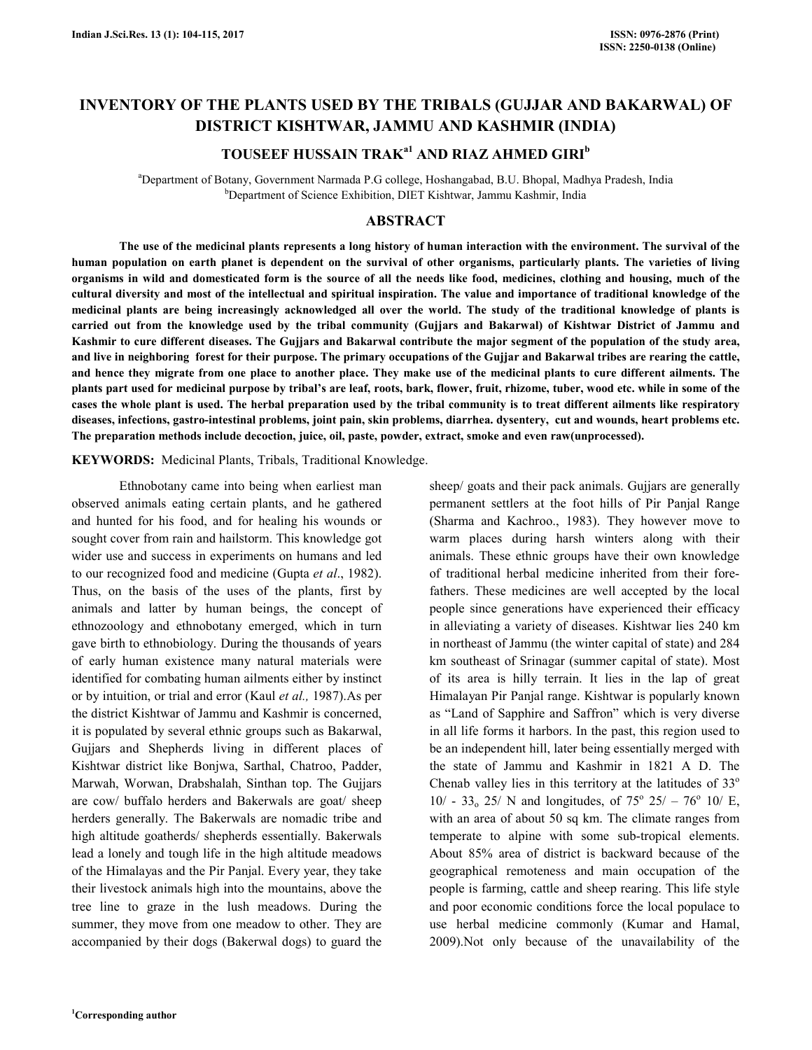# INVENTORY OF THE PLANTS USED BY THE TRIBALS (GUJJAR AND BAKARWAL) OF DISTRICT KISHTWAR, JAMMU AND KASHMIR (INDIA)

**TOUSEEF HUSSAIN TRAK[a1] AND RIAZ AHMED GIRI[b]**

[a]Department of Botany, Government Narmada P.G college, Hoshangabad, B.U. Bhopal, Madhya Pradesh, India
[b]Department of Science Exhibition, DIET Kishtwar, Jammu Kashmir, India

## ABSTRACT

**The use of the medicinal plants represents a long history of human interaction with the environment. The survival of the human population on earth planet is dependent on the survival of other organisms, particularly plants. The varieties of living organisms in wild and domesticated form is the source of all the needs like food, medicines, clothing and housing, much of the cultural diversity and most of the intellectual and spiritual inspiration. The value and importance of traditional knowledge of the medicinal plants are being increasingly acknowledged all over the world. The study of the traditional knowledge of plants is carried out from the knowledge used by the tribal community (Gujjars and Bakarwal) of Kishtwar District of Jammu and Kashmir to cure different diseases. The Gujjars and Bakarwal contribute the major segment of the population of the study area, and live in neighboring forest for their purpose. The primary occupations of the Gujjar and Bakarwal tribes are rearing the cattle, and hence they migrate from one place to another place. They make use of the medicinal plants to cure different ailments. The plants part used for medicinal purpose by tribal's are leaf, roots, bark, flower, fruit, rhizome, tuber, wood etc. while in some of the cases the whole plant is used. The herbal preparation used by the tribal community is to treat different ailments like respiratory diseases, infections, gastro-intestinal problems, joint pain, skin problems, diarrhea. dysentery, cut and wounds, heart problems etc. The preparation methods include decoction, juice, oil, paste, powder, extract, smoke and even raw(unprocessed).**

**KEYWORDS:** Medicinal Plants, Tribals, Traditional Knowledge.

Ethnobotany came into being when earliest man observed animals eating certain plants, and he gathered and hunted for his food, and for healing his wounds or sought cover from rain and hailstorm. This knowledge got wider use and success in experiments on humans and led to our recognized food and medicine (Gupta *et al*., 1982). Thus, on the basis of the uses of the plants, first by animals and latter by human beings, the concept of ethnozoology and ethnobotany emerged, which in turn gave birth to ethnobiology. During the thousands of years of early human existence many natural materials were identified for combating human ailments either by instinct or by intuition, or trial and error (Kaul *et al.,* 1987).As per the district Kishtwar of Jammu and Kashmir is concerned, it is populated by several ethnic groups such as Bakarwal, Gujjars and Shepherds living in different places of Kishtwar district like Bonjwa, Sarthal, Chatroo, Padder, Marwah, Worwan, Drabshalah, Sinthan top. The Gujjars are cow/ buffalo herders and Bakerwals are goat/ sheep herders generally. The Bakerwals are nomadic tribe and high altitude goatherds/ shepherds essentially. Bakerwals lead a lonely and tough life in the high altitude meadows of the Himalayas and the Pir Panjal. Every year, they take their livestock animals high into the mountains, above the tree line to graze in the lush meadows. During the summer, they move from one meadow to other. They are accompanied by their dogs (Bakerwal dogs) to guard the sheep/ goats and their pack animals. Gujjars are generally permanent settlers at the foot hills of Pir Panjal Range (Sharma and Kachroo., 1983). They however move to warm places during harsh winters along with their animals. These ethnic groups have their own knowledge of traditional herbal medicine inherited from their fore-fathers. These medicines are well accepted by the local people since generations have experienced their efficacy in alleviating a variety of diseases. Kishtwar lies 240 km in northeast of Jammu (the winter capital of state) and 284 km southeast of Srinagar (summer capital of state). Most of its area is hilly terrain. It lies in the lap of great Himalayan Pir Panjal range. Kishtwar is popularly known as "Land of Sapphire and Saffron" which is very diverse in all life forms it harbors. In the past, this region used to be an independent hill, later being essentially merged with the state of Jammu and Kashmir in 1821 A D. The Chenab valley lies in this territory at the latitudes of $33^o$ $10/$ - $33_o$ $25/$ N and longitudes, of $75^o$ $25/$ – $76^o$ $10/$ E, with an area of about 50 sq km. The climate ranges from temperate to alpine with some sub-tropical elements. About 85% area of district is backward because of the geographical remoteness and main occupation of the people is farming, cattle and sheep rearing. This life style and poor economic conditions force the local populace to use herbal medicine commonly (Kumar and Hamal, 2009).Not only because of the unavailability of the

[1]Corresponding author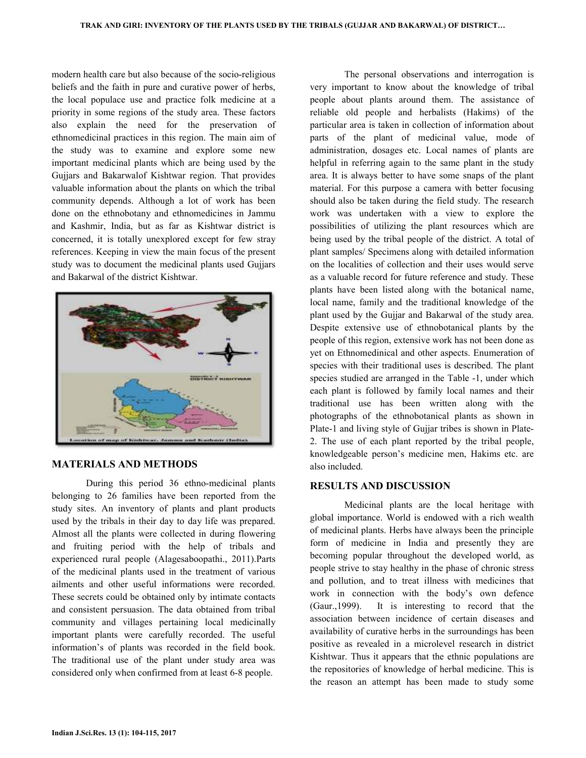modern health care but also because of the socio-religious beliefs and the faith in pure and curative power of herbs, the local populace use and practice folk medicine at a priority in some regions of the study area. These factors also explain the need for the preservation of ethnomedicinal practices in this region. The main aim of the study was to examine and explore some new important medicinal plants which are being used by the Gujjars and Bakarwalof Kishtwar region. That provides valuable information about the plants on which the tribal community depends. Although a lot of work has been done on the ethnobotany and ethnomedicines in Jammu and Kashmir, India, but as far as Kishtwar district is concerned, it is totally unexplored except for few stray references. Keeping in view the main focus of the present study was to document the medicinal plants used Gujjars and Bakarwal of the district Kishtwar.

Location of map of Kishtwar, Jammu and Kashmir (India).

## MATERIALS AND METHODS

During this period 36 ethno-medicinal plants belonging to 26 families have been reported from the study sites. An inventory of plants and plant products used by the tribals in their day to day life was prepared. Almost all the plants were collected in during flowering and fruiting period with the help of tribals and experienced rural people (Alagesaboopathi., 2011).Parts of the medicinal plants used in the treatment of various ailments and other useful informations were recorded. These secrets could be obtained only by intimate contacts and consistent persuasion. The data obtained from tribal community and villages pertaining local medicinally important plants were carefully recorded. The useful information's of plants was recorded in the field book. The traditional use of the plant under study area was considered only when confirmed from at least 6-8 people.

The personal observations and interrogation is very important to know about the knowledge of tribal people about plants around them. The assistance of reliable old people and herbalists (Hakims) of the particular area is taken in collection of information about parts of the plant of medicinal value, mode of administration, dosages etc. Local names of plants are helpful in referring again to the same plant in the study area. It is always better to have some snaps of the plant material. For this purpose a camera with better focusing should also be taken during the field study. The research work was undertaken with a view to explore the possibilities of utilizing the plant resources which are being used by the tribal people of the district. A total of plant samples/ Specimens along with detailed information on the localities of collection and their uses would serve as a valuable record for future reference and study. These plants have been listed along with the botanical name, local name, family and the traditional knowledge of the plant used by the Gujjar and Bakarwal of the study area. Despite extensive use of ethnobotanical plants by the people of this region, extensive work has not been done as yet on Ethnomedinical and other aspects. Enumeration of species with their traditional uses is described. The plant species studied are arranged in the Table -1, under which each plant is followed by family local names and their traditional use has been written along with the photographs of the ethnobotanical plants as shown in Plate-1 and living style of Gujjar tribes is shown in Plate-2. The use of each plant reported by the tribal people, knowledgeable person's medicine men, Hakims etc. are also included.

## RESULTS AND DISCUSSION

Medicinal plants are the local heritage with global importance. World is endowed with a rich wealth of medicinal plants. Herbs have always been the principle form of medicine in India and presently they are becoming popular throughout the developed world, as people strive to stay healthy in the phase of chronic stress and pollution, and to treat illness with medicines that work in connection with the body's own defence (Gaur.,1999). It is interesting to record that the association between incidence of certain diseases and availability of curative herbs in the surroundings has been positive as revealed in a microlevel research in district Kishtwar. Thus it appears that the ethnic populations are the repositories of knowledge of herbal medicine. This is the reason an attempt has been made to study some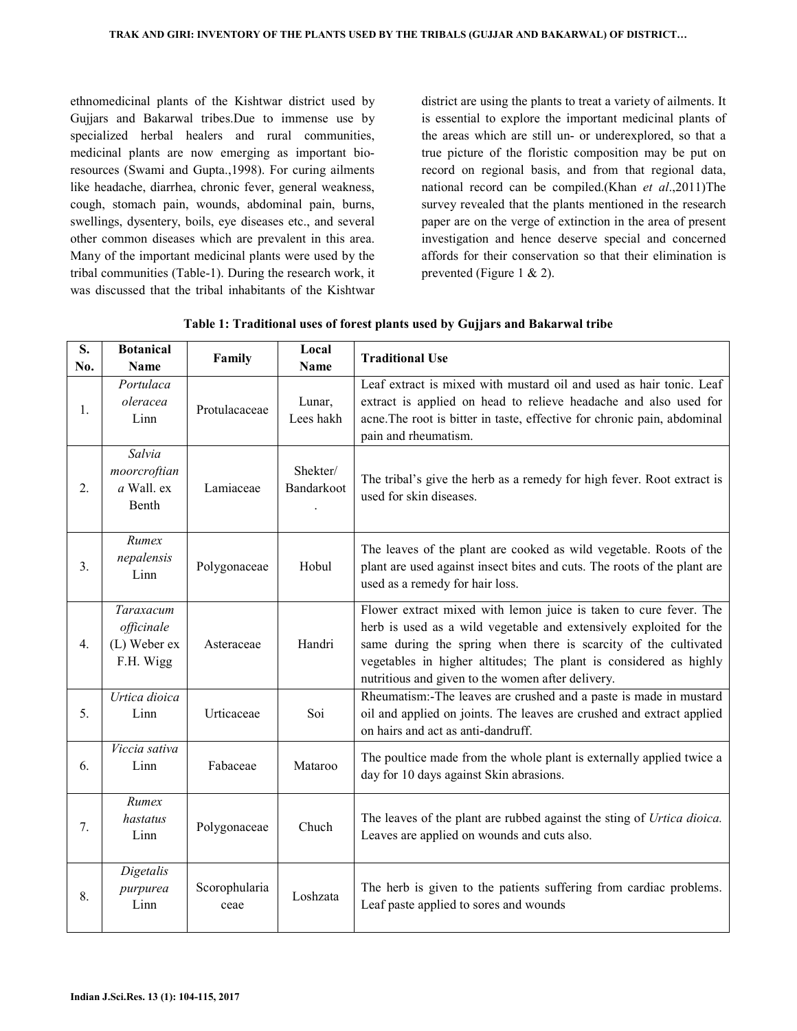ethnomedicinal plants of the Kishtwar district used by Gujjars and Bakarwal tribes.Due to immense use by specialized herbal healers and rural communities, medicinal plants are now emerging as important bio-resources (Swami and Gupta.,1998). For curing ailments like headache, diarrhea, chronic fever, general weakness, cough, stomach pain, wounds, abdominal pain, burns, swellings, dysentery, boils, eye diseases etc., and several other common diseases which are prevalent in this area. Many of the important medicinal plants were used by the tribal communities (Table-1). During the research work, it was discussed that the tribal inhabitants of the Kishtwar district are using the plants to treat a variety of ailments. It is essential to explore the important medicinal plants of the areas which are still un- or underexplored, so that a true picture of the floristic composition may be put on record on regional basis, and from that regional data, national record can be compiled.(Khan *et al*.,2011)The survey revealed that the plants mentioned in the research paper are on the verge of extinction in the area of present investigation and hence deserve special and concerned affords for their conservation so that their elimination is prevented (Figure 1 & 2).

**Table 1: Traditional uses of forest plants used by Gujjars and Bakarwal tribe**

| S. No. | Botanical Name | Family | Local Name | Traditional Use |
|---|---|---|---|---|
| 1. | *Portulaca oleracea* Linn | Protulacaceae | Lunar, Lees hakh | Leaf extract is mixed with mustard oil and used as hair tonic. Leaf extract is applied on head to relieve headache and also used for acne.The root is bitter in taste, effective for chronic pain, abdominal pain and rheumatism. |
| 2. | *Salvia moorcroftiana* Wall. ex Benth | Lamiaceae | Shekter/ Bandarkoot. | The tribal's give the herb as a remedy for high fever. Root extract is used for skin diseases. |
| 3. | *Rumex nepalensis* Linn | Polygonaceae | Hobul | The leaves of the plant are cooked as wild vegetable. Roots of the plant are used against insect bites and cuts. The roots of the plant are used as a remedy for hair loss. |
| 4. | *Taraxacum officinale* (L) Weber ex F.H. Wigg | Asteraceae | Handri | Flower extract mixed with lemon juice is taken to cure fever. The herb is used as a wild vegetable and extensively exploited for the same during the spring when there is scarcity of the cultivated vegetables in higher altitudes; The plant is considered as highly nutritious and given to the women after delivery. |
| 5. | *Urtica dioica* Linn | Urticaceae | Soi | Rheumatism:-The leaves are crushed and a paste is made in mustard oil and applied on joints. The leaves are crushed and extract applied on hairs and act as anti-dandruff. |
| 6. | *Viccia sativa* Linn | Fabaceae | Mataroo | The poultice made from the whole plant is externally applied twice a day for 10 days against Skin abrasions. |
| 7. | *Rumex hastatus* Linn | Polygonaceae | Chuch | The leaves of the plant are rubbed against the sting of *Urtica dioica.* Leaves are applied on wounds and cuts also. |
| 8. | *Digetalis purpurea* Linn | Scorophulariaceae | Loshzata | The herb is given to the patients suffering from cardiac problems. Leaf paste applied to sores and wounds |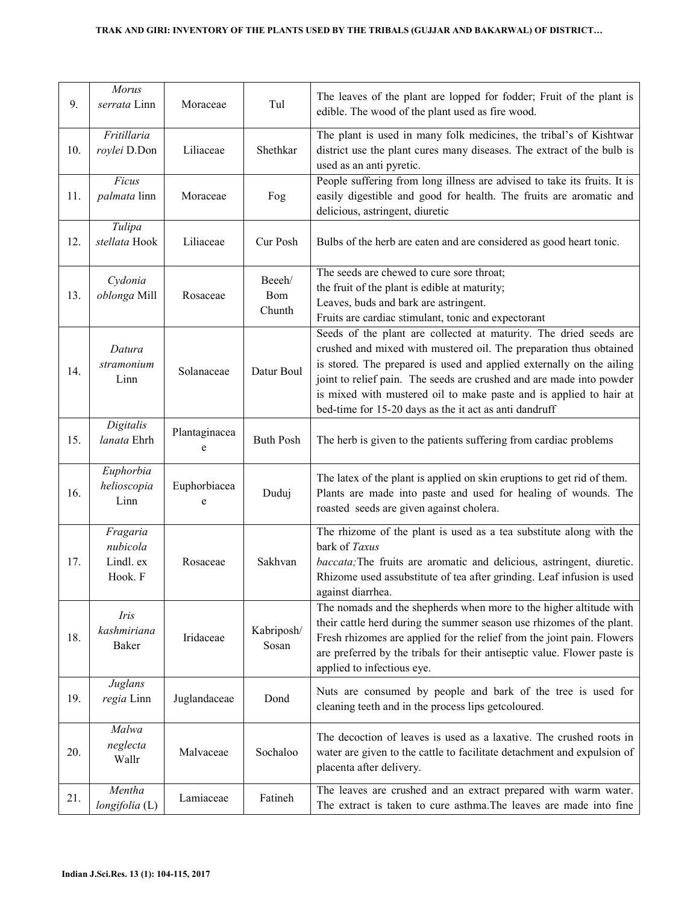| 9. | *Morus serrata* Linn | Moraceae | Tul | The leaves of the plant are lopped for fodder; Fruit of the plant is edible. The wood of the plant used as fire wood. |
|---|---|---|---|---|
| 10. | *Fritillaria roylei* D.Don | Liliaceae | Shethkar | The plant is used in many folk medicines, the tribal's of Kishtwar district use the plant cures many diseases. The extract of the bulb is used as an anti pyretic. |
| 11. | *Ficus palmata* linn | Moraceae | Fog | People suffering from long illness are advised to take its fruits. It is easily digestible and good for health. The fruits are aromatic and delicious, astringent, diuretic |
| 12. | *Tulipa stellata* Hook | Liliaceae | Cur Posh | Bulbs of the herb are eaten and are considered as good heart tonic. |
| 13. | *Cydonia oblonga* Mill | Rosaceae | Beeeh/ Bom Chunth | The seeds are chewed to cure sore throat;<br>the fruit of the plant is edible at maturity;<br>Leaves, buds and bark are astringent.<br>Fruits are cardiac stimulant, tonic and expectorant |
| 14. | *Datura stramonium* Linn | Solanaceae | Datur Boul | Seeds of the plant are collected at maturity. The dried seeds are crushed and mixed with mustered oil. The preparation thus obtained is stored. The prepared is used and applied externally on the ailing joint to relief pain. The seeds are crushed and are made into powder is mixed with mustered oil to make paste and is applied to hair at bed-time for 15-20 days as the it act as anti dandruff |
| 15. | *Digitalis lanata* Ehrh | Plantaginaceae | Buth Posh | The herb is given to the patients suffering from cardiac problems |
| 16. | *Euphorbia helioscopia* Linn | Euphorbiaceae | Duduj | The latex of the plant is applied on skin eruptions to get rid of them. Plants are made into paste and used for healing of wounds. The roasted seeds are given against cholera. |
| 17. | *Fragaria nubicola* Lindl. ex Hook. F | Rosaceae | Sakhvan | The rhizome of the plant is used as a tea substitute along with the bark of *Taxus baccata;*The fruits are aromatic and delicious, astringent, diuretic. Rhizome used assubstitute of tea after grinding. Leaf infusion is used against diarrhea. |
| 18. | *Iris kashmiriana* Baker | Iridaceae | Kabriposh/ Sosan | The nomads and the shepherds when more to the higher altitude with their cattle herd during the summer season use rhizomes of the plant. Fresh rhizomes are applied for the relief from the joint pain. Flowers are preferred by the tribals for their antiseptic value. Flower paste is applied to infectious eye. |
| 19. | *Juglans regia* Linn | Juglandaceae | Dond | Nuts are consumed by people and bark of the tree is used for cleaning teeth and in the process lips getcoloured. |
| 20. | *Malwa neglecta* Wallr | Malvaceae | Sochaloo | The decoction of leaves is used as a laxative. The crushed roots in water are given to the cattle to facilitate detachment and expulsion of placenta after delivery. |
| 21. | *Mentha longifolia* (L) | Lamiaceae | Fatineh | The leaves are crushed and an extract prepared with warm water. The extract is taken to cure asthma.The leaves are made into fine |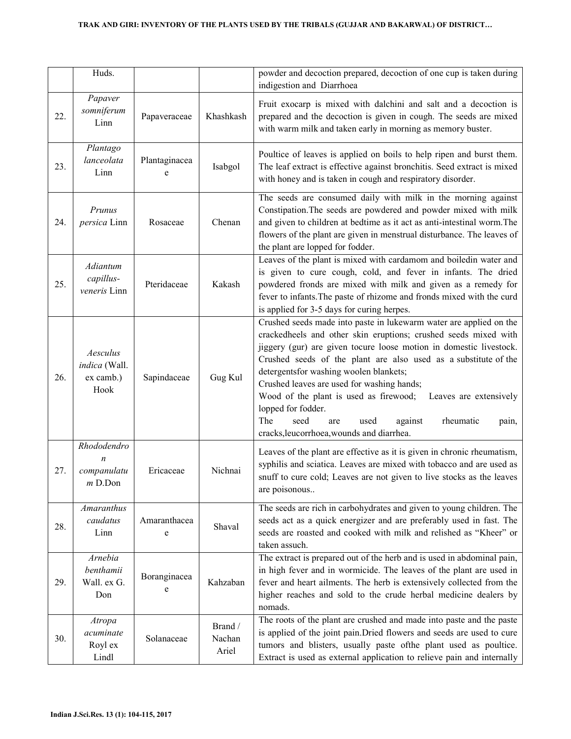| | Huds. | | | powder and decoction prepared, decoction of one cup is taken during indigestion and Diarrhoea |
|---|---|---|---|---|
| 22. | *Papaver somniferum* Linn | Papaveraceae | Khashkash | Fruit exocarp is mixed with dalchini and salt and a decoction is prepared and the decoction is given in cough. The seeds are mixed with warm milk and taken early in morning as memory buster. |
| 23. | *Plantago lanceolata* Linn | Plantaginaceae | Isabgol | Poultice of leaves is applied on boils to help ripen and burst them. The leaf extract is effective against bronchitis. Seed extract is mixed with honey and is taken in cough and respiratory disorder. |
| 24. | *Prunus persica* Linn | Rosaceae | Chenan | The seeds are consumed daily with milk in the morning against Constipation.The seeds are powdered and powder mixed with milk and given to children at bedtime as it act as anti-intestinal worm.The flowers of the plant are given in menstrual disturbance. The leaves of the plant are lopped for fodder. |
| 25. | *Adiantum capillus-veneris* Linn | Pteridaceae | Kakash | Leaves of the plant is mixed with cardamom and boiledin water and is given to cure cough, cold, and fever in infants. The dried powdered fronds are mixed with milk and given as a remedy for fever to infants.The paste of rhizome and fronds mixed with the curd is applied for 3-5 days for curing herpes. |
| 26. | *Aesculus indica* (Wall. ex camb.) Hook | Sapindaceae | Gug Kul | Crushed seeds made into paste in lukewarm water are applied on the crackedheels and other skin eruptions; crushed seeds mixed with jiggery (gur) are given tocure loose motion in domestic livestock. Crushed seeds of the plant are also used as a substitute of the detergentsfor washing woolen blankets;<br>Crushed leaves are used for washing hands;<br>Wood of the plant is used as firewood; Leaves are extensively lopped for fodder.<br>The seed are used against rheumatic pain, cracks,leucorrhoea,wounds and diarrhea. |
| 27. | *Rhododendron companulatum* D.Don | Ericaceae | Nichnai | Leaves of the plant are effective as it is given in chronic rheumatism, syphilis and sciatica. Leaves are mixed with tobacco and are used as snuff to cure cold; Leaves are not given to live stocks as the leaves are poisonous.. |
| 28. | *Amaranthus caudatus* Linn | Amaranthaceae | Shaval | The seeds are rich in carbohydrates and given to young children. The seeds act as a quick energizer and are preferably used in fast. The seeds are roasted and cooked with milk and relished as "Kheer" or taken assuch. |
| 29. | *Arnebia benthamii* Wall. ex G. Don | Boranginaceae | Kahzaban | The extract is prepared out of the herb and is used in abdominal pain, in high fever and in wormicide. The leaves of the plant are used in fever and heart ailments. The herb is extensively collected from the higher reaches and sold to the crude herbal medicine dealers by nomads. |
| 30. | *Atropa acuminate* Royl ex Lindl | Solanaceae | Brand / Nachan Ariel | The roots of the plant are crushed and made into paste and the paste is applied of the joint pain.Dried flowers and seeds are used to cure tumors and blisters, usually paste ofthe plant used as poultice. Extract is used as external application to relieve pain and internally |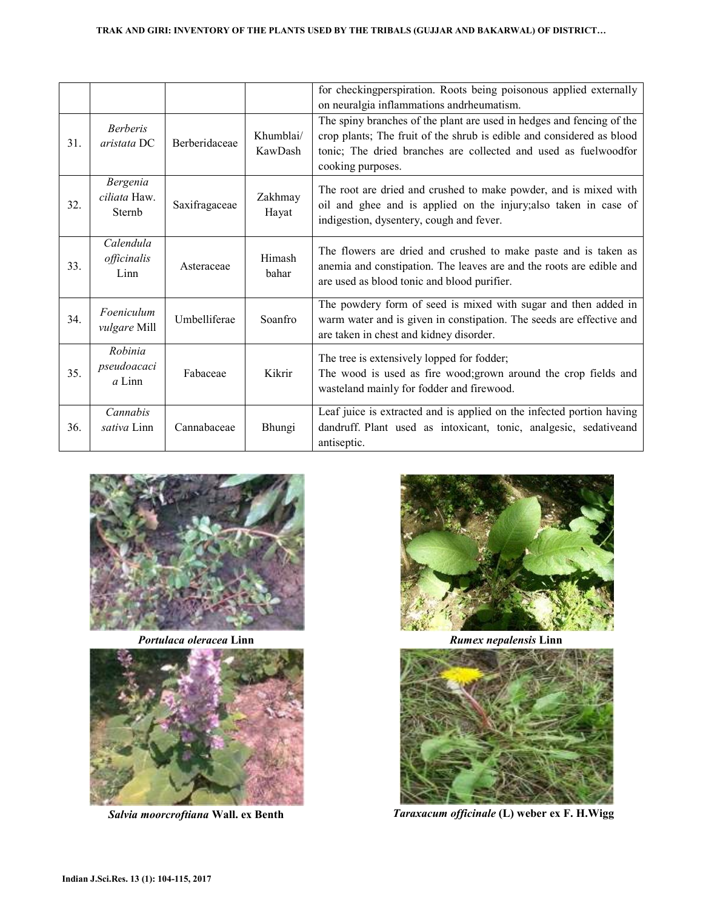|  |  |  |  | for checkingperspiration. Roots being poisonous applied externally on neuralgia inflammations andrheumatism. |
|---|---|---|---|---|
| 31. | *Berberis aristata* DC | Berberidaceae | Khumblai/ KawDash | The spiny branches of the plant are used in hedges and fencing of the crop plants; The fruit of the shrub is edible and considered as blood tonic; The dried branches are collected and used as fuelwoodfor cooking purposes. |
| 32. | *Bergenia ciliata* Haw. Sternb | Saxifragaceae | Zakhmay Hayat | The root are dried and crushed to make powder, and is mixed with oil and ghee and is applied on the injury;also taken in case of indigestion, dysentery, cough and fever. |
| 33. | *Calendula officinalis* Linn | Asteraceae | Himash bahar | The flowers are dried and crushed to make paste and is taken as anemia and constipation. The leaves are and the roots are edible and are used as blood tonic and blood purifier. |
| 34. | *Foeniculum vulgare* Mill | Umbelliferae | Soanfro | The powdery form of seed is mixed with sugar and then added in warm water and is given in constipation. The seeds are effective and are taken in chest and kidney disorder. |
| 35. | *Robinia pseudoacacia* Linn | Fabaceae | Kikrir | The tree is extensively lopped for fodder;<br>The wood is used as fire wood;grown around the crop fields and wasteland mainly for fodder and firewood. |
| 36. | *Cannabis sativa* Linn | Cannabaceae | Bhungi | Leaf juice is extracted and is applied on the infected portion having dandruff. Plant used as intoxicant, tonic, analgesic, sedativeand antiseptic. |

***Portulaca oleracea* Linn**

***Rumex nepalensis* Linn**

***Salvia moorcroftiana* Wall. ex Benth**

***Taraxacum officinale* (L) weber ex F. H.Wigg**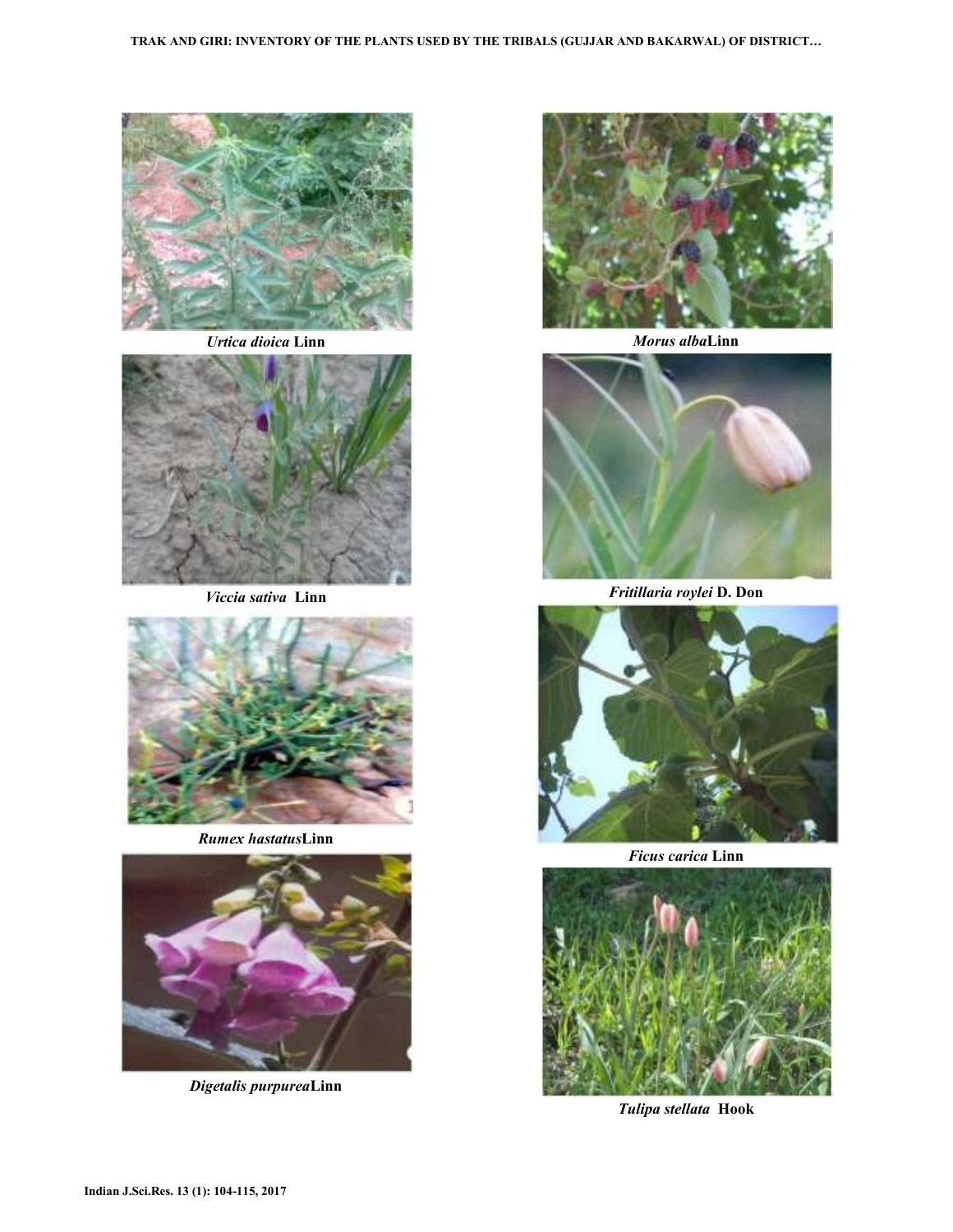*Urtica dioica* **Linn**

*Morus alba***Linn**

*Viccia sativa* **Linn**

*Fritillaria roylei* **D. Don**

*Rumex hastatus***Linn**

*Ficus carica* **Linn**

*Digetalis purpurea***Linn**

*Tulipa stellata* **Hook**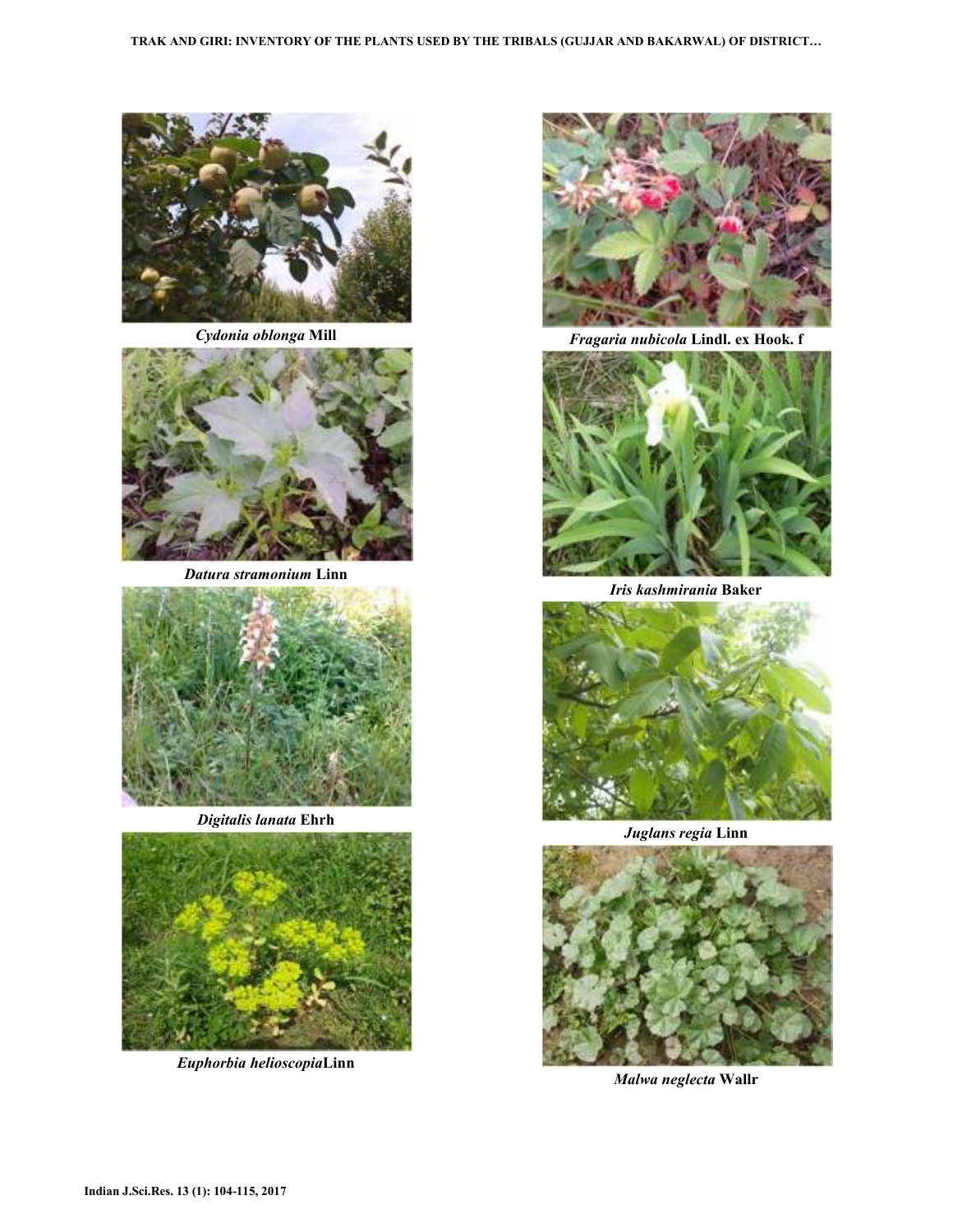*Cydonia oblonga* **Mill**

*Fragaria nubicola* **Lindl. ex Hook. f**

*Datura stramonium* **Linn**

*Iris kashmirania* **Baker**

*Digitalis lanata* **Ehrh**

*Juglans regia* **Linn**

*Euphorbia helioscopia***Linn**

*Malwa neglecta* **Wallr**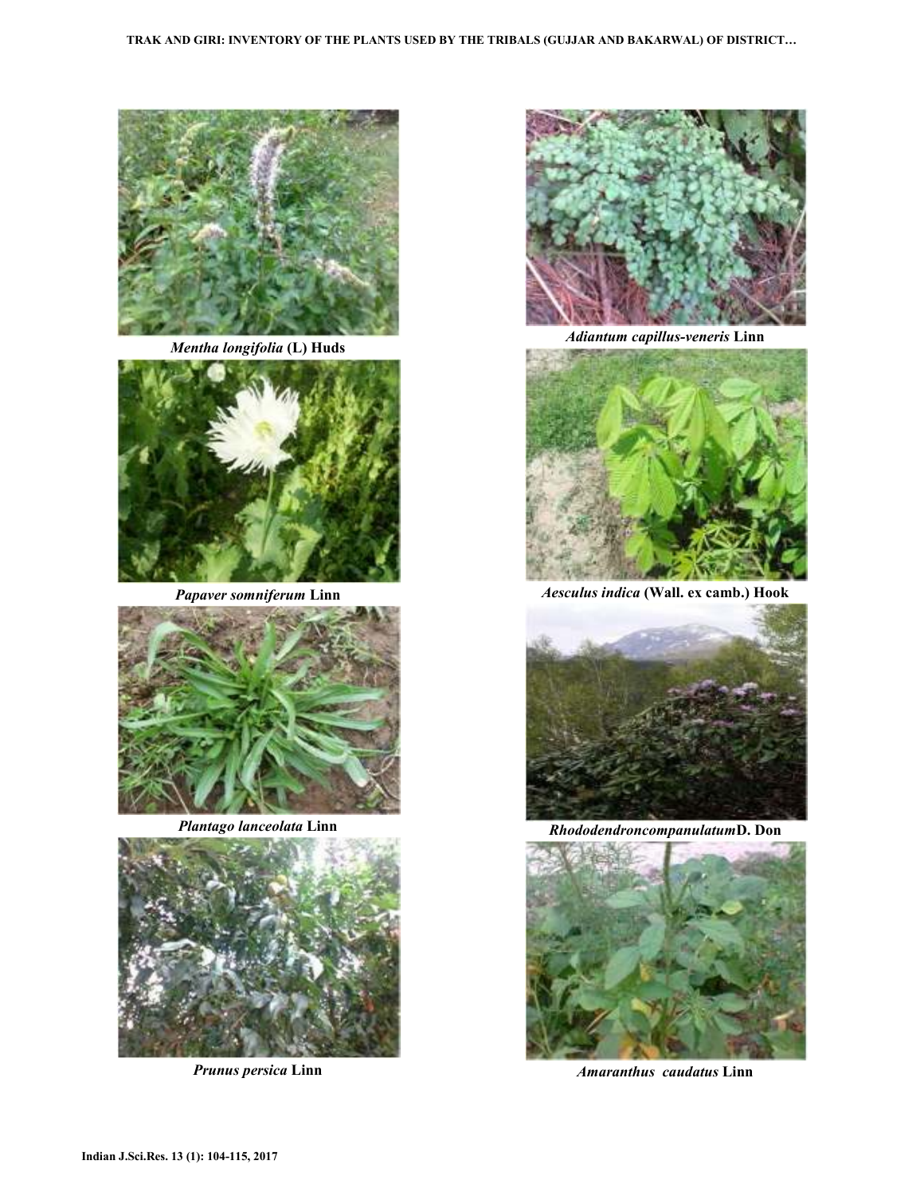*Mentha longifolia* **(L) Huds**

*Adiantum capillus-veneris* **Linn**

*Papaver somniferum* **Linn**

*Aesculus indica* **(Wall. ex camb.) Hook**

*Plantago lanceolata* **Linn**

*Rhododendroncompanulatum***D. Don**

*Prunus persica* **Linn**

*Amaranthus caudatus* **Linn**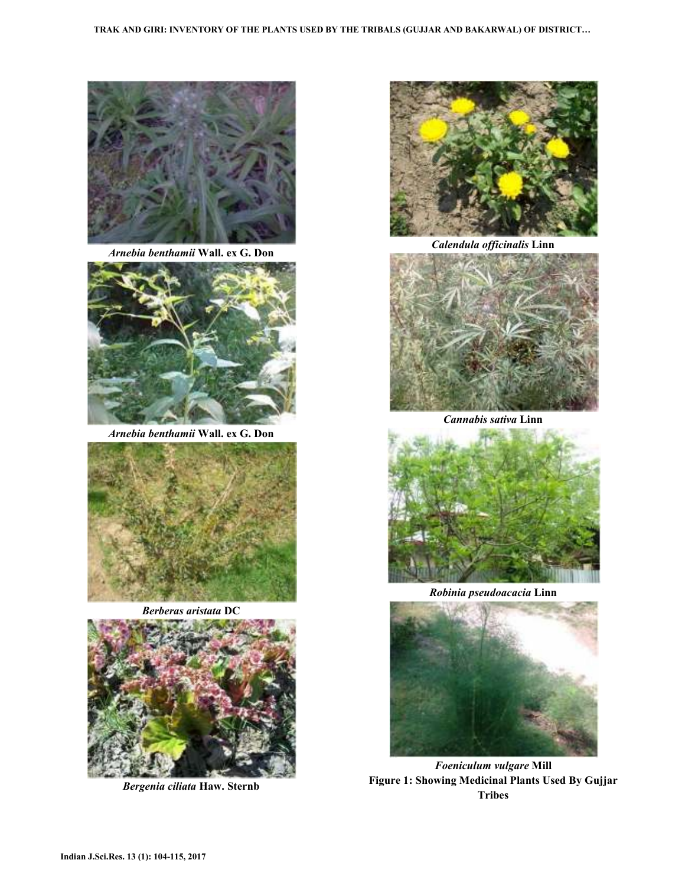*Arnebia benthamii* **Wall. ex G. Don**

*Arnebia benthamii* **Wall. ex G. Don**

*Berberas aristata* **DC**

*Bergenia ciliata* **Haw. Sternb**

*Calendula officinalis* **Linn**

*Cannabis sativa* **Linn**

*Robinia pseudoacacia* **Linn**

*Foeniculum vulgare* **Mill**

**Figure 1: Showing Medicinal Plants Used By Gujjar Tribes**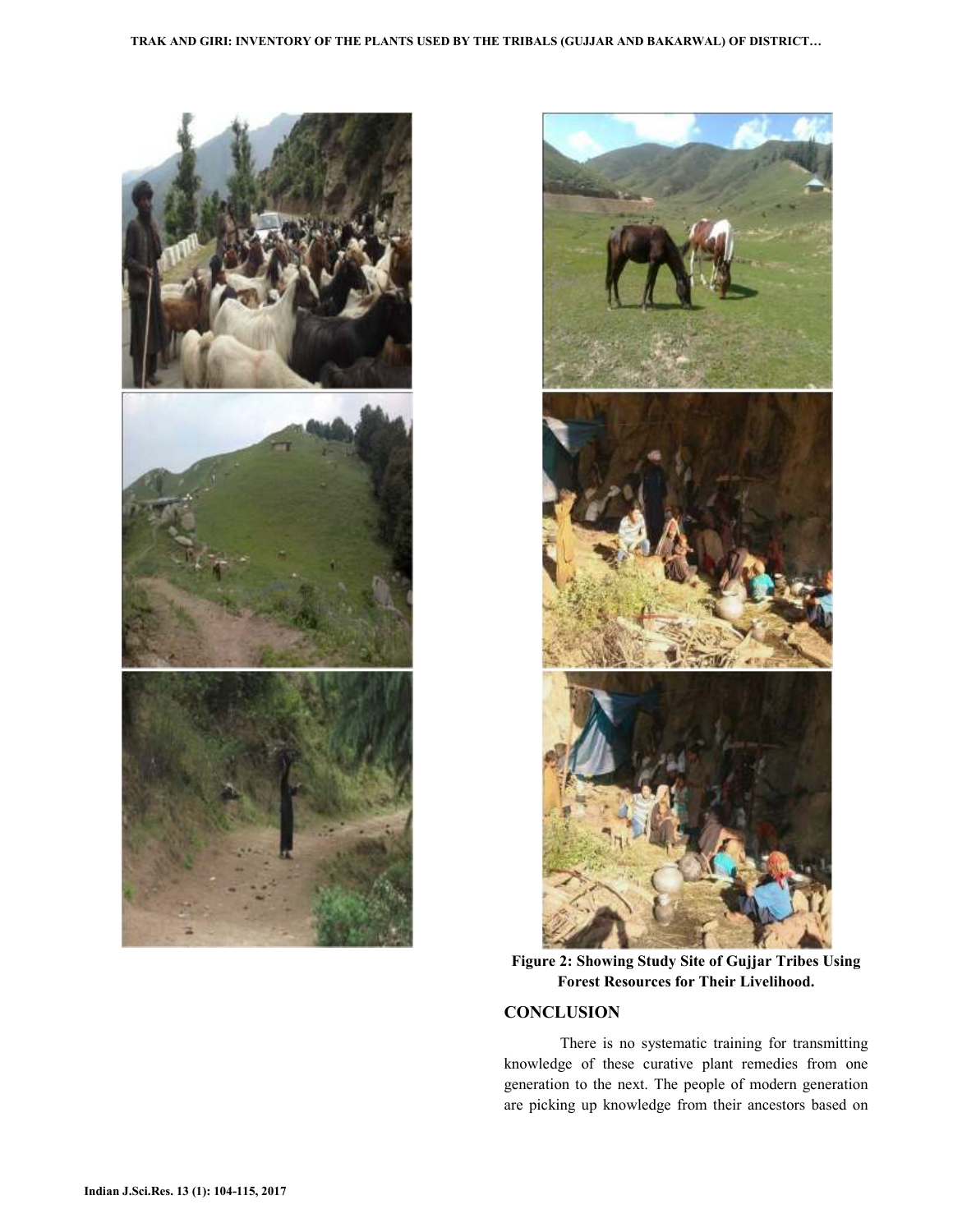Figure 2: Showing Study Site of Gujjar Tribes Using Forest Resources for Their Livelihood.

## CONCLUSION

There is no systematic training for transmitting knowledge of these curative plant remedies from one generation to the next. The people of modern generation are picking up knowledge from their ancestors based on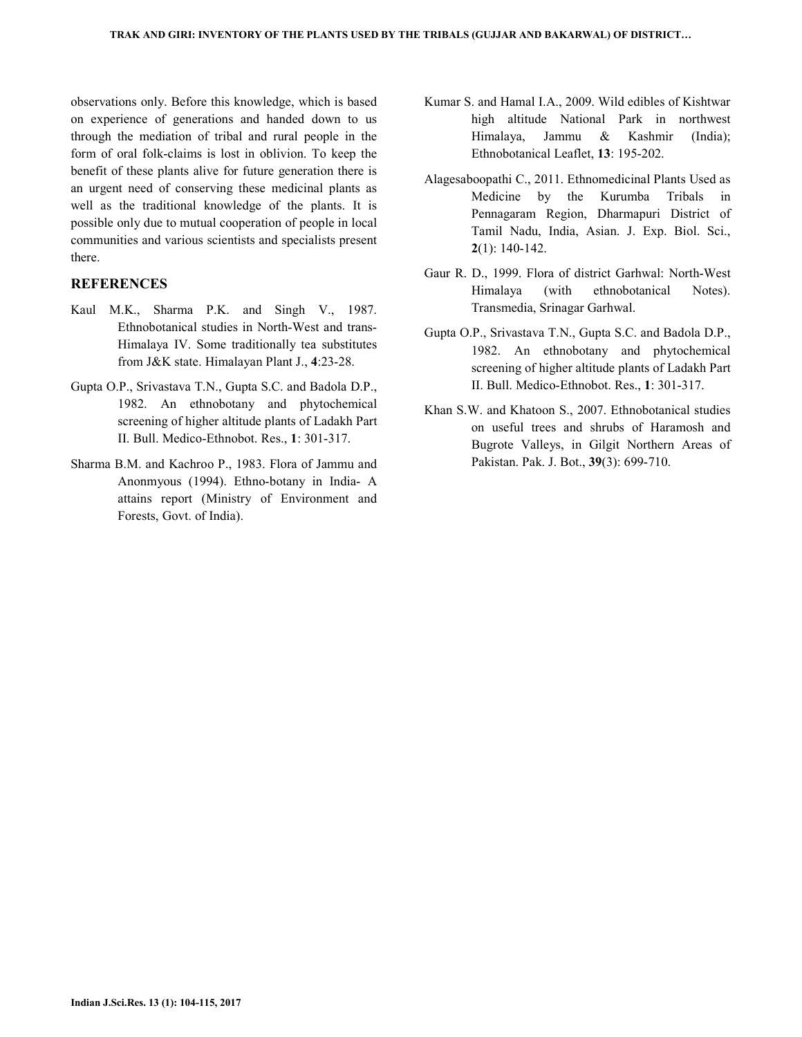observations only. Before this knowledge, which is based on experience of generations and handed down to us through the mediation of tribal and rural people in the form of oral folk-claims is lost in oblivion. To keep the benefit of these plants alive for future generation there is an urgent need of conserving these medicinal plants as well as the traditional knowledge of the plants. It is possible only due to mutual cooperation of people in local communities and various scientists and specialists present there.

## REFERENCES

Kaul M.K., Sharma P.K. and Singh V., 1987. Ethnobotanical studies in North-West and trans-Himalaya IV. Some traditionally tea substitutes from J&K state. Himalayan Plant J., **4**:23-28.

Gupta O.P., Srivastava T.N., Gupta S.C. and Badola D.P., 1982. An ethnobotany and phytochemical screening of higher altitude plants of Ladakh Part II. Bull. Medico-Ethnobot. Res., **1**: 301-317.

Sharma B.M. and Kachroo P., 1983. Flora of Jammu and Anonmyous (1994). Ethno-botany in India- A attains report (Ministry of Environment and Forests, Govt. of India).

Kumar S. and Hamal I.A., 2009. Wild edibles of Kishtwar high altitude National Park in northwest Himalaya, Jammu & Kashmir (India); Ethnobotanical Leaflet, **13**: 195-202.

Alagesaboopathi C., 2011. Ethnomedicinal Plants Used as Medicine by the Kurumba Tribals in Pennagaram Region, Dharmapuri District of Tamil Nadu, India, Asian. J. Exp. Biol. Sci., **2**(1): 140-142.

Gaur R. D., 1999. Flora of district Garhwal: North-West Himalaya (with ethnobotanical Notes). Transmedia, Srinagar Garhwal.

Gupta O.P., Srivastava T.N., Gupta S.C. and Badola D.P., 1982. An ethnobotany and phytochemical screening of higher altitude plants of Ladakh Part II. Bull. Medico-Ethnobot. Res., **1**: 301-317.

Khan S.W. and Khatoon S., 2007. Ethnobotanical studies on useful trees and shrubs of Haramosh and Bugrote Valleys, in Gilgit Northern Areas of Pakistan. Pak. J. Bot., **39**(3): 699-710.